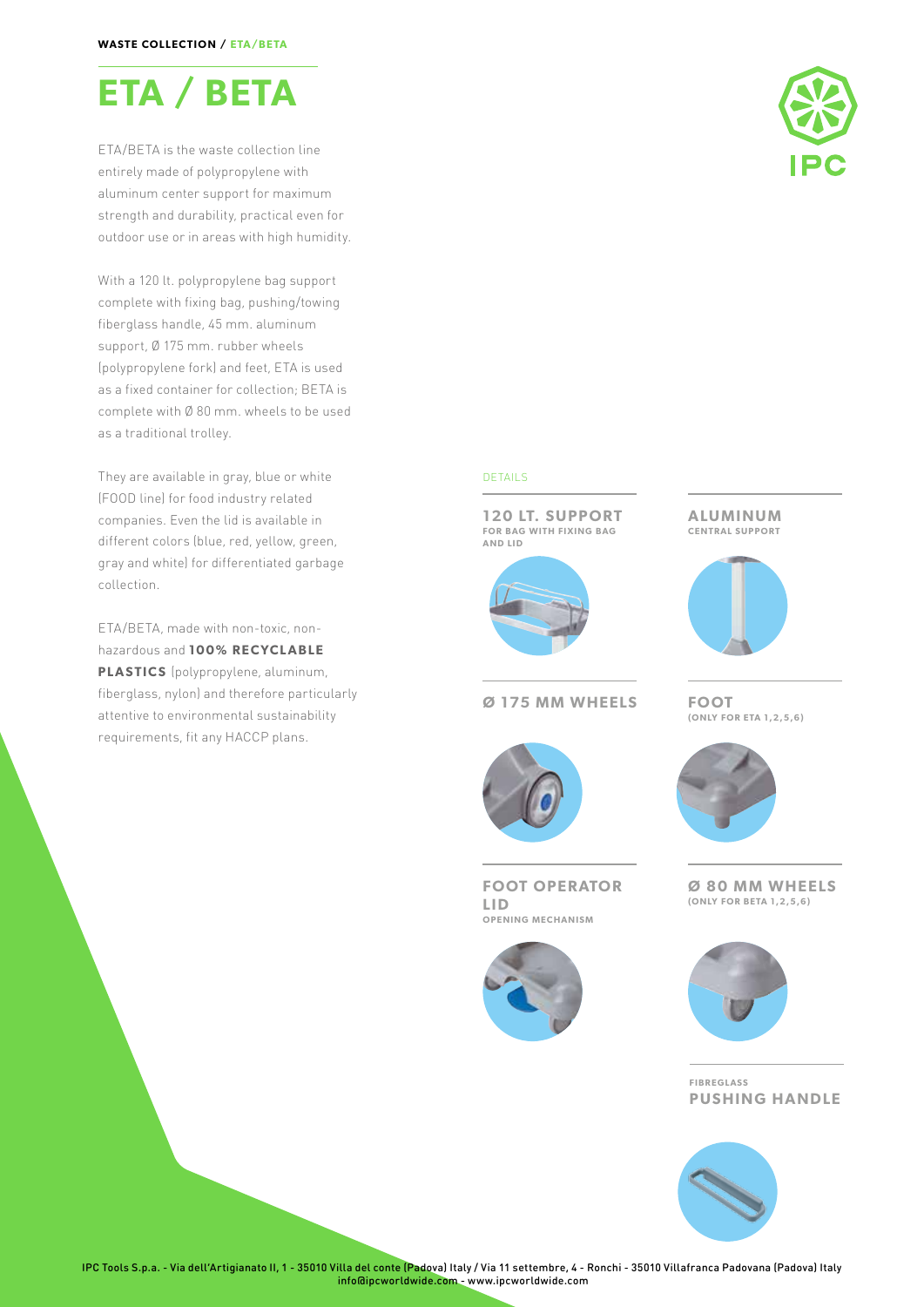WASTE COLLECTION / ETA/BETA

# ETA / BETA

ETA/BETA is the waste collection line entirely made of polypropylene with aluminum center support for maximum strength and durability, practical even for outdoor use or in areas with high humidity.

With a 120 lt. polypropylene bag support complete with fixing bag, pushing/towing fiberglass handle, 45 mm. aluminum support, Ø 175 mm. rubber wheels (polypropylene fork) and feet, ETA is used as a fixed container for collection; BETA is complete with Ø 80 mm. wheels to be used as a traditional trolley.

They are available in gray, blue or white (FOOD line) for food industry related companies. Even the lid is available in different colors (blue, red, yellow, green, gray and white) for differentiated garbage collection.

ETA/BETA, made with non-toxic, non-hazardous and **100% RECYCLABLE PLASTICS** (polypropylene, aluminum, fiberglass, nylon) and therefore particularly attentive to environmental sustainability requirements, fit any HACCP plans.

DETAILS

**120 LT. SUPPORT**
FOR BAG WITH FIXING BAG AND LID

**ALUMINUM**
CENTRAL SUPPORT

**Ø 175 MM WHEELS**

**FOOT**
(ONLY FOR ETA 1,2,5,6)

**FOOT OPERATOR LID**
OPENING MECHANISM

**Ø 80 MM WHEELS**
(ONLY FOR BETA 1,2,5,6)

FIBREGLASS
**PUSHING HANDLE**

IPC Tools S.p.a. - Via dell'Artigianato II, 1 - 35010 Villa del conte (Padova) Italy / Via 11 settembre, 4 - Ronchi - 35010 Villafranca Padovana (Padova) Italy
info@ipcworldwide.com - www.ipcworldwide.com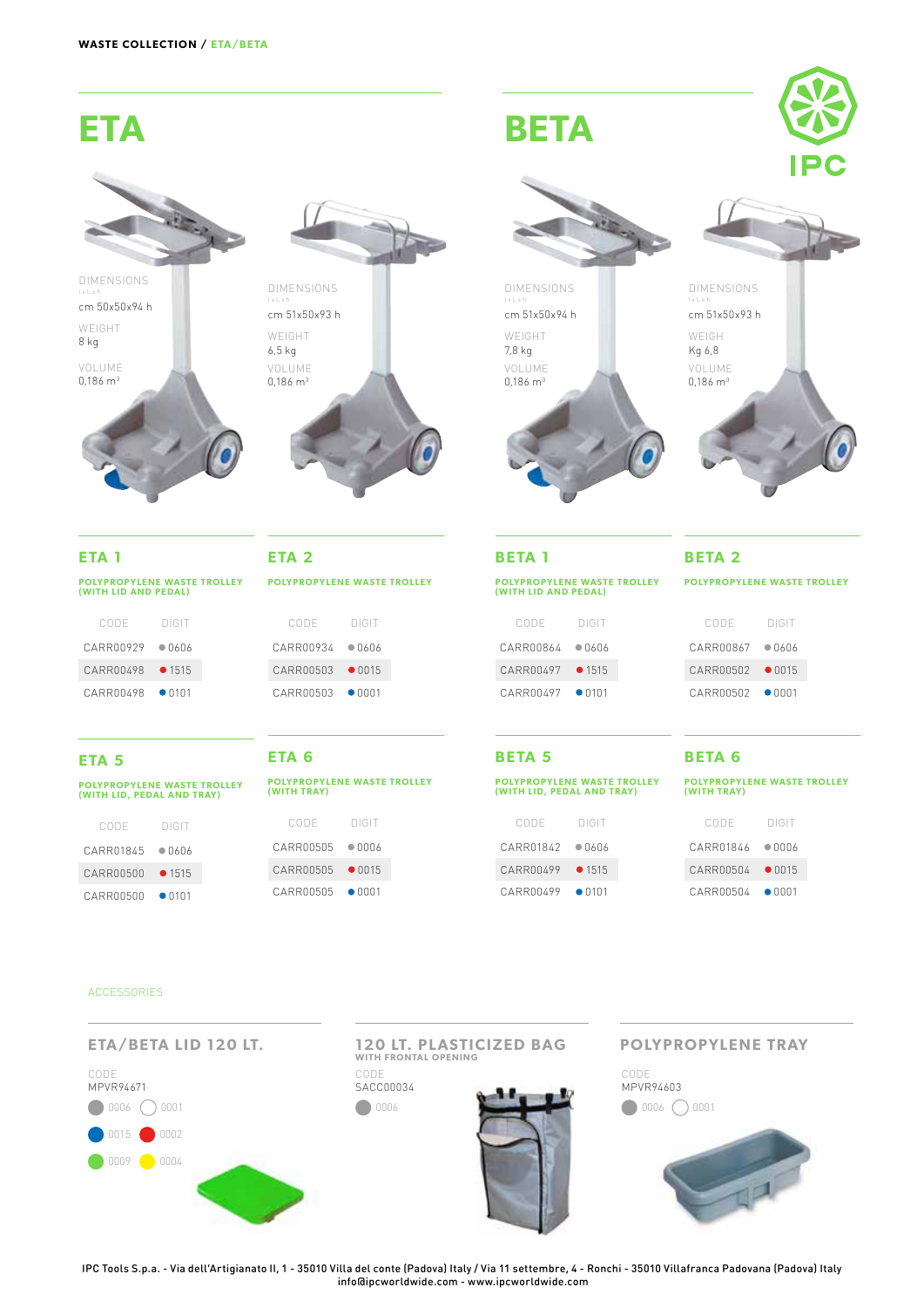WASTE COLLECTION / ETA/BETA

# ETA

DIMENSIONS
l x L x h
cm 50x50x94 h

WEIGHT
8 kg

VOLUME
0,186 m³

DIMENSIONS
l x L x h
cm 51x50x93 h

WEIGHT
6,5 kg

VOLUME
0,186 m³

# BETA

DIMENSIONS
l x L x h
cm 51x50x94 h

WEIGHT
7,8 kg

VOLUME
0,186 m³

DIMENSIONS
l x L x h
cm 51x50x93 h

WEIGH
Kg 6,8

VOLUME
0,186 m³

IPC

## ETA 1

**POLYPROPYLENE WASTE TROLLEY (WITH LID AND PEDAL)**

| CODE | DIGIT |
|---|---|
| CARR00929 | 0606 |
| CARR00498 | 1515 |
| CARR00498 | 0101 |

## ETA 2

**POLYPROPYLENE WASTE TROLLEY**

| CODE | DIGIT |
|---|---|
| CARR00934 | 0606 |
| CARR00503 | 0015 |
| CARR00503 | 0001 |

## BETA 1

**POLYPROPYLENE WASTE TROLLEY (WITH LID AND PEDAL)**

| CODE | DIGIT |
|---|---|
| CARR00864 | 0606 |
| CARR00497 | 1515 |
| CARR00497 | 0101 |

## BETA 2

**POLYPROPYLENE WASTE TROLLEY**

| CODE | DIGIT |
|---|---|
| CARR00867 | 0606 |
| CARR00502 | 0015 |
| CARR00502 | 0001 |

## ETA 5

**POLYPROPYLENE WASTE TROLLEY (WITH LID, PEDAL AND TRAY)**

| CODE | DIGIT |
|---|---|
| CARR01845 | 0606 |
| CARR00500 | 1515 |
| CARR00500 | 0101 |

## ETA 6

**POLYPROPYLENE WASTE TROLLEY (WITH TRAY)**

| CODE | DIGIT |
|---|---|
| CARR00505 | 0006 |
| CARR00505 | 0015 |
| CARR00505 | 0001 |

## BETA 5

**POLYPROPYLENE WASTE TROLLEY (WITH LID, PEDAL AND TRAY)**

| CODE | DIGIT |
|---|---|
| CARR01842 | 0606 |
| CARR00499 | 1515 |
| CARR00499 | 0101 |

## BETA 6

**POLYPROPYLENE WASTE TROLLEY (WITH TRAY)**

| CODE | DIGIT |
|---|---|
| CARR01846 | 0006 |
| CARR00504 | 0015 |
| CARR00504 | 0001 |

ACCESSORIES

### ETA/BETA LID 120 LT.

CODE
MPVR94671

0006 0001
0015 0002
0009 0004

### 120 LT. PLASTICIZED BAG

WITH FRONTAL OPENING

CODE
SACC00034

0006

### POLYPROPYLENE TRAY

CODE
MPVR94603

0006 0001

IPC Tools S.p.a. - Via dell'Artigianato II, 1 - 35010 Villa del conte (Padova) Italy / Via 11 settembre, 4 - Ronchi - 35010 Villafranca Padovana (Padova) Italy
info@ipcworldwide.com - www.ipcworldwide.com